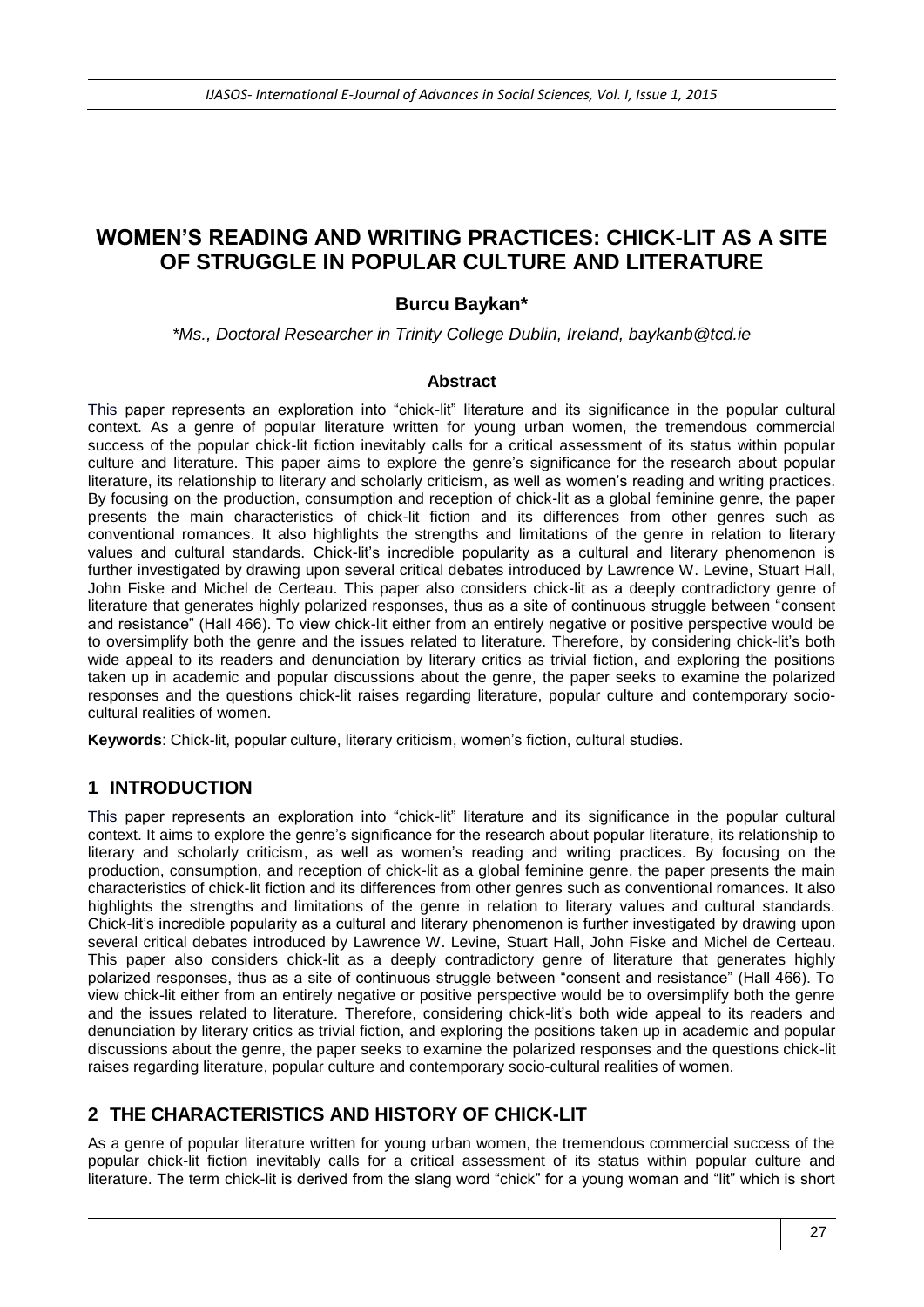# WOMEN'S READING AND WRITING PRACTICES: CHICK-LIT AS A SITE OF STRUGGLE IN POPULAR CULTURE AND LITERATURE

**Burcu Baykan***

*\*Ms., Doctoral Researcher in Trinity College Dublin, Ireland, baykanb@tcd.ie*

### Abstract

This paper represents an exploration into "chick-lit" literature and its significance in the popular cultural context. As a genre of popular literature written for young urban women, the tremendous commercial success of the popular chick-lit fiction inevitably calls for a critical assessment of its status within popular culture and literature. This paper aims to explore the genre's significance for the research about popular literature, its relationship to literary and scholarly criticism, as well as women's reading and writing practices. By focusing on the production, consumption and reception of chick-lit as a global feminine genre, the paper presents the main characteristics of chick-lit fiction and its differences from other genres such as conventional romances. It also highlights the strengths and limitations of the genre in relation to literary values and cultural standards. Chick-lit's incredible popularity as a cultural and literary phenomenon is further investigated by drawing upon several critical debates introduced by Lawrence W. Levine, Stuart Hall, John Fiske and Michel de Certeau. This paper also considers chick-lit as a deeply contradictory genre of literature that generates highly polarized responses, thus as a site of continuous struggle between "consent and resistance" (Hall 466). To view chick-lit either from an entirely negative or positive perspective would be to oversimplify both the genre and the issues related to literature. Therefore, by considering chick-lit's both wide appeal to its readers and denunciation by literary critics as trivial fiction, and exploring the positions taken up in academic and popular discussions about the genre, the paper seeks to examine the polarized responses and the questions chick-lit raises regarding literature, popular culture and contemporary socio-cultural realities of women.

**Keywords**: Chick-lit, popular culture, literary criticism, women's fiction, cultural studies.

## 1 INTRODUCTION

This paper represents an exploration into "chick-lit" literature and its significance in the popular cultural context. It aims to explore the genre's significance for the research about popular literature, its relationship to literary and scholarly criticism, as well as women's reading and writing practices. By focusing on the production, consumption, and reception of chick-lit as a global feminine genre, the paper presents the main characteristics of chick-lit fiction and its differences from other genres such as conventional romances. It also highlights the strengths and limitations of the genre in relation to literary values and cultural standards. Chick-lit's incredible popularity as a cultural and literary phenomenon is further investigated by drawing upon several critical debates introduced by Lawrence W. Levine, Stuart Hall, John Fiske and Michel de Certeau. This paper also considers chick-lit as a deeply contradictory genre of literature that generates highly polarized responses, thus as a site of continuous struggle between "consent and resistance" (Hall 466). To view chick-lit either from an entirely negative or positive perspective would be to oversimplify both the genre and the issues related to literature. Therefore, considering chick-lit's both wide appeal to its readers and denunciation by literary critics as trivial fiction, and exploring the positions taken up in academic and popular discussions about the genre, the paper seeks to examine the polarized responses and the questions chick-lit raises regarding literature, popular culture and contemporary socio-cultural realities of women.

## 2 THE CHARACTERISTICS AND HISTORY OF CHICK-LIT

As a genre of popular literature written for young urban women, the tremendous commercial success of the popular chick-lit fiction inevitably calls for a critical assessment of its status within popular culture and literature. The term chick-lit is derived from the slang word "chick" for a young woman and "lit" which is short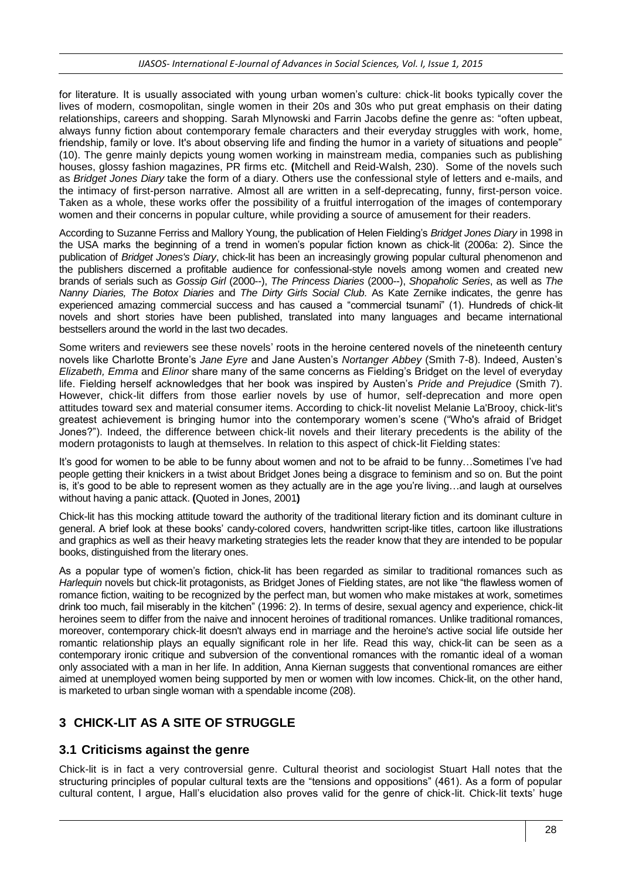for literature. It is usually associated with young urban women's culture: chick-lit books typically cover the lives of modern, cosmopolitan, single women in their 20s and 30s who put great emphasis on their dating relationships, careers and shopping. Sarah Mlynowski and Farrin Jacobs define the genre as: "often upbeat, always funny fiction about contemporary female characters and their everyday struggles with work, home, friendship, family or love. It's about observing life and finding the humor in a variety of situations and people" (10). The genre mainly depicts young women working in mainstream media, companies such as publishing houses, glossy fashion magazines, PR firms etc. **(**Mitchell and Reid-Walsh, 230). Some of the novels such as *Bridget Jones Diary* take the form of a diary. Others use the confessional style of letters and e-mails, and the intimacy of first-person narrative. Almost all are written in a self-deprecating, funny, first-person voice. Taken as a whole, these works offer the possibility of a fruitful interrogation of the images of contemporary women and their concerns in popular culture, while providing a source of amusement for their readers.

According to Suzanne Ferriss and Mallory Young, the publication of Helen Fielding's *Bridget Jones Diary* in 1998 in the USA marks the beginning of a trend in women's popular fiction known as chick-lit (2006a: 2). Since the publication of *Bridget Jones's Diary*, chick-lit has been an increasingly growing popular cultural phenomenon and the publishers discerned a profitable audience for confessional-style novels among women and created new brands of serials such as *Gossip Girl* (2000--), *The Princess Diaries* (2000--), *Shopaholic Series*, as well as *The Nanny Diaries, The Botox Diaries* and *The Dirty Girls Social Club.* As Kate Zernike indicates, the genre has experienced amazing commercial success and has caused a "commercial tsunami" (1). Hundreds of chick-lit novels and short stories have been published, translated into many languages and became international bestsellers around the world in the last two decades.

Some writers and reviewers see these novels' roots in the heroine centered novels of the nineteenth century novels like Charlotte Bronte's *Jane Eyre* and Jane Austen's *Nortanger Abbey* (Smith 7-8). Indeed, Austen's *Elizabeth, Emma* and *Elinor* share many of the same concerns as Fielding's Bridget on the level of everyday life. Fielding herself acknowledges that her book was inspired by Austen's *Pride and Prejudice* (Smith 7). However, chick-lit differs from those earlier novels by use of humor, self-deprecation and more open attitudes toward sex and material consumer items. According to chick-lit novelist Melanie La'Brooy, chick-lit's greatest achievement is bringing humor into the contemporary women's scene ("Who's afraid of Bridget Jones?"). Indeed, the difference between chick-lit novels and their literary precedents is the ability of the modern protagonists to laugh at themselves. In relation to this aspect of chick-lit Fielding states:

It's good for women to be able to be funny about women and not to be afraid to be funny…Sometimes I've had people getting their knickers in a twist about Bridget Jones being a disgrace to feminism and so on. But the point is, it's good to be able to represent women as they actually are in the age you're living…and laugh at ourselves without having a panic attack. **(**Quoted in Jones, 2001**)**

Chick-lit has this mocking attitude toward the authority of the traditional literary fiction and its dominant culture in general. A brief look at these books' candy-colored covers, handwritten script-like titles, cartoon like illustrations and graphics as well as their heavy marketing strategies lets the reader know that they are intended to be popular books, distinguished from the literary ones.

As a popular type of women's fiction, chick-lit has been regarded as similar to traditional romances such as *Harlequin* novels but chick-lit protagonists, as Bridget Jones of Fielding states, are not like "the flawless women of romance fiction, waiting to be recognized by the perfect man, but women who make mistakes at work, sometimes drink too much, fail miserably in the kitchen" (1996: 2). In terms of desire, sexual agency and experience, chick-lit heroines seem to differ from the naive and innocent heroines of traditional romances. Unlike traditional romances, moreover, contemporary chick-lit doesn't always end in marriage and the heroine's active social life outside her romantic relationship plays an equally significant role in her life. Read this way, chick-lit can be seen as a contemporary ironic critique and subversion of the conventional romances with the romantic ideal of a woman only associated with a man in her life. In addition, Anna Kiernan suggests that conventional romances are either aimed at unemployed women being supported by men or women with low incomes. Chick-lit, on the other hand, is marketed to urban single woman with a spendable income (208).

## 3 CHICK-LIT AS A SITE OF STRUGGLE

### 3.1 Criticisms against the genre

Chick-lit is in fact a very controversial genre. Cultural theorist and sociologist Stuart Hall notes that the structuring principles of popular cultural texts are the "tensions and oppositions" (461). As a form of popular cultural content, I argue, Hall's elucidation also proves valid for the genre of chick-lit. Chick-lit texts' huge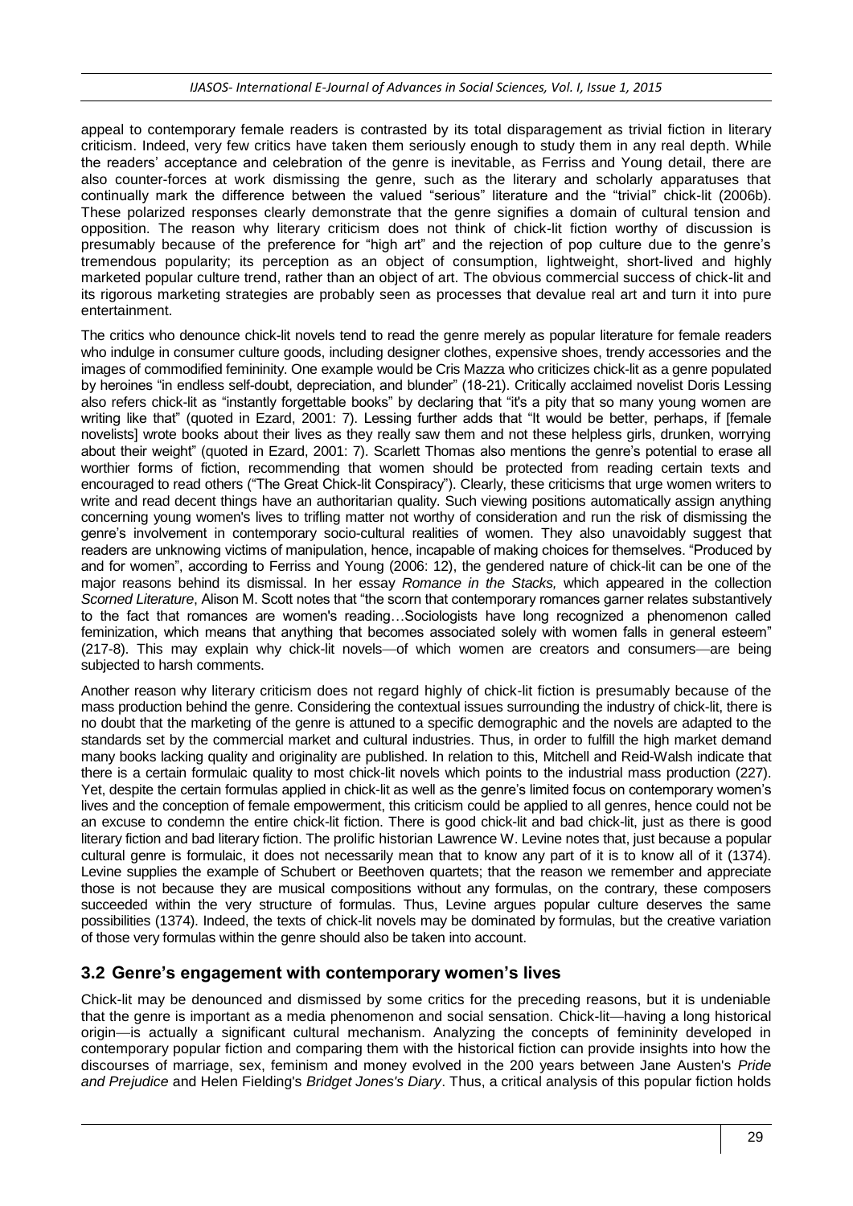appeal to contemporary female readers is contrasted by its total disparagement as trivial fiction in literary criticism. Indeed, very few critics have taken them seriously enough to study them in any real depth. While the readers' acceptance and celebration of the genre is inevitable, as Ferriss and Young detail, there are also counter-forces at work dismissing the genre, such as the literary and scholarly apparatuses that continually mark the difference between the valued "serious" literature and the "trivial" chick-lit (2006b). These polarized responses clearly demonstrate that the genre signifies a domain of cultural tension and opposition. The reason why literary criticism does not think of chick-lit fiction worthy of discussion is presumably because of the preference for "high art" and the rejection of pop culture due to the genre's tremendous popularity; its perception as an object of consumption, lightweight, short-lived and highly marketed popular culture trend, rather than an object of art. The obvious commercial success of chick-lit and its rigorous marketing strategies are probably seen as processes that devalue real art and turn it into pure entertainment.

The critics who denounce chick-lit novels tend to read the genre merely as popular literature for female readers who indulge in consumer culture goods, including designer clothes, expensive shoes, trendy accessories and the images of commodified femininity. One example would be Cris Mazza who criticizes chick-lit as a genre populated by heroines "in endless self-doubt, depreciation, and blunder" (18-21). Critically acclaimed novelist Doris Lessing also refers chick-lit as "instantly forgettable books" by declaring that "it's a pity that so many young women are writing like that" (quoted in Ezard, 2001: 7). Lessing further adds that "It would be better, perhaps, if [female novelists] wrote books about their lives as they really saw them and not these helpless girls, drunken, worrying about their weight" (quoted in Ezard, 2001: 7). Scarlett Thomas also mentions the genre's potential to erase all worthier forms of fiction, recommending that women should be protected from reading certain texts and encouraged to read others ("The Great Chick-lit Conspiracy"). Clearly, these criticisms that urge women writers to write and read decent things have an authoritarian quality. Such viewing positions automatically assign anything concerning young women's lives to trifling matter not worthy of consideration and run the risk of dismissing the genre's involvement in contemporary socio-cultural realities of women. They also unavoidably suggest that readers are unknowing victims of manipulation, hence, incapable of making choices for themselves. "Produced by and for women", according to Ferriss and Young (2006: 12), the gendered nature of chick-lit can be one of the major reasons behind its dismissal. In her essay *Romance in the Stacks,* which appeared in the collection *Scorned Literature*, Alison M. Scott notes that "the scorn that contemporary romances garner relates substantively to the fact that romances are women's reading…Sociologists have long recognized a phenomenon called feminization, which means that anything that becomes associated solely with women falls in general esteem" (217-8). This may explain why chick-lit novels—of which women are creators and consumers—are being subjected to harsh comments.

Another reason why literary criticism does not regard highly of chick-lit fiction is presumably because of the mass production behind the genre. Considering the contextual issues surrounding the industry of chick-lit, there is no doubt that the marketing of the genre is attuned to a specific demographic and the novels are adapted to the standards set by the commercial market and cultural industries. Thus, in order to fulfill the high market demand many books lacking quality and originality are published. In relation to this, Mitchell and Reid-Walsh indicate that there is a certain formulaic quality to most chick-lit novels which points to the industrial mass production (227). Yet, despite the certain formulas applied in chick-lit as well as the genre's limited focus on contemporary women's lives and the conception of female empowerment, this criticism could be applied to all genres, hence could not be an excuse to condemn the entire chick-lit fiction. There is good chick-lit and bad chick-lit, just as there is good literary fiction and bad literary fiction. The prolific historian Lawrence W. Levine notes that, just because a popular cultural genre is formulaic, it does not necessarily mean that to know any part of it is to know all of it (1374). Levine supplies the example of Schubert or Beethoven quartets; that the reason we remember and appreciate those is not because they are musical compositions without any formulas, on the contrary, these composers succeeded within the very structure of formulas. Thus, Levine argues popular culture deserves the same possibilities (1374). Indeed, the texts of chick-lit novels may be dominated by formulas, but the creative variation of those very formulas within the genre should also be taken into account.

## 3.2 Genre's engagement with contemporary women's lives

Chick-lit may be denounced and dismissed by some critics for the preceding reasons, but it is undeniable that the genre is important as a media phenomenon and social sensation. Chick-lit—having a long historical origin—is actually a significant cultural mechanism. Analyzing the concepts of femininity developed in contemporary popular fiction and comparing them with the historical fiction can provide insights into how the discourses of marriage, sex, feminism and money evolved in the 200 years between Jane Austen's *Pride and Prejudice* and Helen Fielding's *Bridget Jones's Diary*. Thus, a critical analysis of this popular fiction holds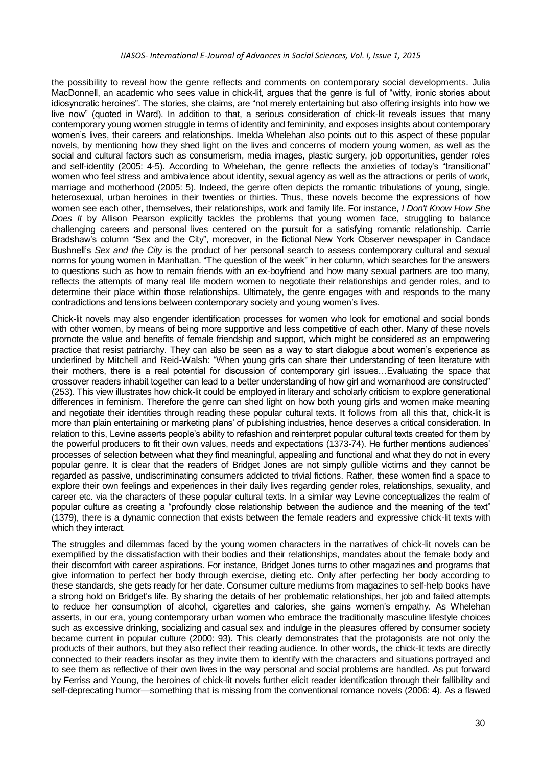the possibility to reveal how the genre reflects and comments on contemporary social developments. Julia MacDonnell, an academic who sees value in chick-lit, argues that the genre is full of "witty, ironic stories about idiosyncratic heroines". The stories, she claims, are "not merely entertaining but also offering insights into how we live now" (quoted in Ward). In addition to that, a serious consideration of chick-lit reveals issues that many contemporary young women struggle in terms of identity and femininity, and exposes insights about contemporary women's lives, their careers and relationships. Imelda Whelehan also points out to this aspect of these popular novels, by mentioning how they shed light on the lives and concerns of modern young women, as well as the social and cultural factors such as consumerism, media images, plastic surgery, job opportunities, gender roles and self-identity (2005: 4-5). According to Whelehan, the genre reflects the anxieties of today's "transitional" women who feel stress and ambivalence about identity, sexual agency as well as the attractions or perils of work, marriage and motherhood (2005: 5). Indeed, the genre often depicts the romantic tribulations of young, single, heterosexual, urban heroines in their twenties or thirties. Thus, these novels become the expressions of how women see each other, themselves, their relationships, work and family life. For instance, *I Don't Know How She Does It* by Allison Pearson explicitly tackles the problems that young women face, struggling to balance challenging careers and personal lives centered on the pursuit for a satisfying romantic relationship. Carrie Bradshaw's column "Sex and the City", moreover, in the fictional New York Observer newspaper in Candace Bushnell's *Sex and the City* is the product of her personal search to assess contemporary cultural and sexual norms for young women in Manhattan. "The question of the week" in her column, which searches for the answers to questions such as how to remain friends with an ex-boyfriend and how many sexual partners are too many, reflects the attempts of many real life modern women to negotiate their relationships and gender roles, and to determine their place within those relationships. Ultimately, the genre engages with and responds to the many contradictions and tensions between contemporary society and young women's lives.

Chick-lit novels may also engender identification processes for women who look for emotional and social bonds with other women, by means of being more supportive and less competitive of each other. Many of these novels promote the value and benefits of female friendship and support, which might be considered as an empowering practice that resist patriarchy. They can also be seen as a way to start dialogue about women's experience as underlined by Mitchell and Reid-Walsh: "When young girls can share their understanding of teen literature with their mothers, there is a real potential for discussion of contemporary girl issues…Evaluating the space that crossover readers inhabit together can lead to a better understanding of how girl and womanhood are constructed" (253). This view illustrates how chick-lit could be employed in literary and scholarly criticism to explore generational differences in feminism. Therefore the genre can shed light on how both young girls and women make meaning and negotiate their identities through reading these popular cultural texts. It follows from all this that, chick-lit is more than plain entertaining or marketing plans' of publishing industries, hence deserves a critical consideration. In relation to this, Levine asserts people's ability to refashion and reinterpret popular cultural texts created for them by the powerful producers to fit their own values, needs and expectations (1373-74). He further mentions audiences' processes of selection between what they find meaningful, appealing and functional and what they do not in every popular genre. It is clear that the readers of Bridget Jones are not simply gullible victims and they cannot be regarded as passive, undiscriminating consumers addicted to trivial fictions. Rather, these women find a space to explore their own feelings and experiences in their daily lives regarding gender roles, relationships, sexuality, and career etc. via the characters of these popular cultural texts. In a similar way Levine conceptualizes the realm of popular culture as creating a "profoundly close relationship between the audience and the meaning of the text" (1379), there is a dynamic connection that exists between the female readers and expressive chick-lit texts with which they interact.

The struggles and dilemmas faced by the young women characters in the narratives of chick-lit novels can be exemplified by the dissatisfaction with their bodies and their relationships, mandates about the female body and their discomfort with career aspirations. For instance, Bridget Jones turns to other magazines and programs that give information to perfect her body through exercise, dieting etc. Only after perfecting her body according to these standards, she gets ready for her date. Consumer culture mediums from magazines to self-help books have a strong hold on Bridget's life. By sharing the details of her problematic relationships, her job and failed attempts to reduce her consumption of alcohol, cigarettes and calories, she gains women's empathy. As Whelehan asserts, in our era, young contemporary urban women who embrace the traditionally masculine lifestyle choices such as excessive drinking, socializing and casual sex and indulge in the pleasures offered by consumer society became current in popular culture (2000: 93). This clearly demonstrates that the protagonists are not only the products of their authors, but they also reflect their reading audience. In other words, the chick-lit texts are directly connected to their readers insofar as they invite them to identify with the characters and situations portrayed and to see them as reflective of their own lives in the way personal and social problems are handled. As put forward by Ferriss and Young, the heroines of chick-lit novels further elicit reader identification through their fallibility and self-deprecating humor—something that is missing from the conventional romance novels (2006: 4). As a flawed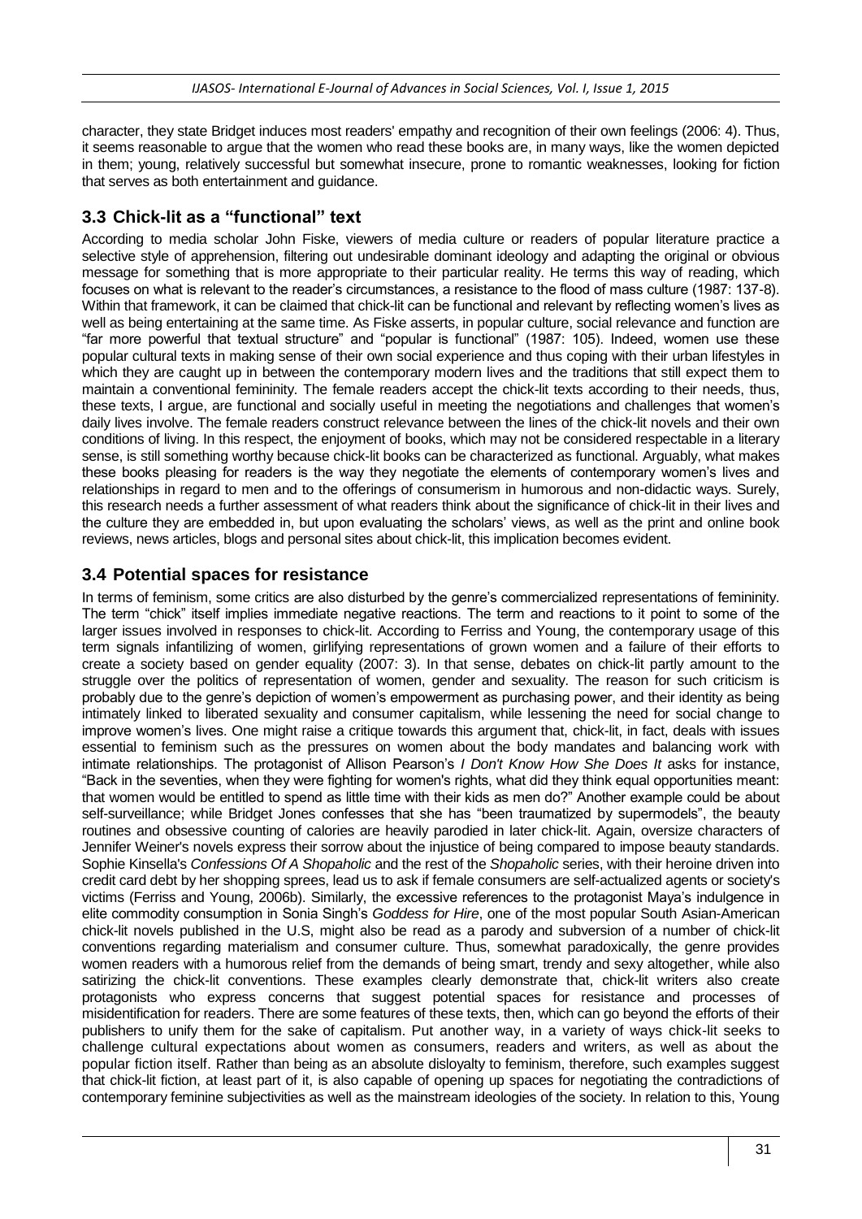character, they state Bridget induces most readers' empathy and recognition of their own feelings (2006: 4). Thus, it seems reasonable to argue that the women who read these books are, in many ways, like the women depicted in them; young, relatively successful but somewhat insecure, prone to romantic weaknesses, looking for fiction that serves as both entertainment and guidance.

## 3.3 Chick-lit as a "functional" text

According to media scholar John Fiske, viewers of media culture or readers of popular literature practice a selective style of apprehension, filtering out undesirable dominant ideology and adapting the original or obvious message for something that is more appropriate to their particular reality. He terms this way of reading, which focuses on what is relevant to the reader's circumstances, a resistance to the flood of mass culture (1987: 137-8). Within that framework, it can be claimed that chick-lit can be functional and relevant by reflecting women's lives as well as being entertaining at the same time. As Fiske asserts, in popular culture, social relevance and function are "far more powerful that textual structure" and "popular is functional" (1987: 105). Indeed, women use these popular cultural texts in making sense of their own social experience and thus coping with their urban lifestyles in which they are caught up in between the contemporary modern lives and the traditions that still expect them to maintain a conventional femininity. The female readers accept the chick-lit texts according to their needs, thus, these texts, I argue, are functional and socially useful in meeting the negotiations and challenges that women's daily lives involve. The female readers construct relevance between the lines of the chick-lit novels and their own conditions of living. In this respect, the enjoyment of books, which may not be considered respectable in a literary sense, is still something worthy because chick-lit books can be characterized as functional. Arguably, what makes these books pleasing for readers is the way they negotiate the elements of contemporary women's lives and relationships in regard to men and to the offerings of consumerism in humorous and non-didactic ways. Surely, this research needs a further assessment of what readers think about the significance of chick-lit in their lives and the culture they are embedded in, but upon evaluating the scholars' views, as well as the print and online book reviews, news articles, blogs and personal sites about chick-lit, this implication becomes evident.

## 3.4 Potential spaces for resistance

In terms of feminism, some critics are also disturbed by the genre's commercialized representations of femininity. The term "chick" itself implies immediate negative reactions. The term and reactions to it point to some of the larger issues involved in responses to chick-lit. According to Ferriss and Young, the contemporary usage of this term signals infantilizing of women, girlifying representations of grown women and a failure of their efforts to create a society based on gender equality (2007: 3). In that sense, debates on chick-lit partly amount to the struggle over the politics of representation of women, gender and sexuality. The reason for such criticism is probably due to the genre's depiction of women's empowerment as purchasing power, and their identity as being intimately linked to liberated sexuality and consumer capitalism, while lessening the need for social change to improve women's lives. One might raise a critique towards this argument that, chick-lit, in fact, deals with issues essential to feminism such as the pressures on women about the body mandates and balancing work with intimate relationships. The protagonist of Allison Pearson's *I Don't Know How She Does It* asks for instance, "Back in the seventies, when they were fighting for women's rights, what did they think equal opportunities meant: that women would be entitled to spend as little time with their kids as men do?" Another example could be about self-surveillance; while Bridget Jones confesses that she has "been traumatized by supermodels", the beauty routines and obsessive counting of calories are heavily parodied in later chick-lit. Again, oversize characters of Jennifer Weiner's novels express their sorrow about the injustice of being compared to impose beauty standards. Sophie Kinsella's *Confessions Of A Shopaholic* and the rest of the *Shopaholic* series, with their heroine driven into credit card debt by her shopping sprees, lead us to ask if female consumers are self-actualized agents or society's victims (Ferriss and Young, 2006b). Similarly, the excessive references to the protagonist Maya's indulgence in elite commodity consumption in Sonia Singh's *Goddess for Hire*, one of the most popular South Asian-American chick-lit novels published in the U.S, might also be read as a parody and subversion of a number of chick-lit conventions regarding materialism and consumer culture. Thus, somewhat paradoxically, the genre provides women readers with a humorous relief from the demands of being smart, trendy and sexy altogether, while also satirizing the chick-lit conventions. These examples clearly demonstrate that, chick-lit writers also create protagonists who express concerns that suggest potential spaces for resistance and processes of misidentification for readers. There are some features of these texts, then, which can go beyond the efforts of their publishers to unify them for the sake of capitalism. Put another way, in a variety of ways chick-lit seeks to challenge cultural expectations about women as consumers, readers and writers, as well as about the popular fiction itself. Rather than being as an absolute disloyalty to feminism, therefore, such examples suggest that chick-lit fiction, at least part of it, is also capable of opening up spaces for negotiating the contradictions of contemporary feminine subjectivities as well as the mainstream ideologies of the society. In relation to this, Young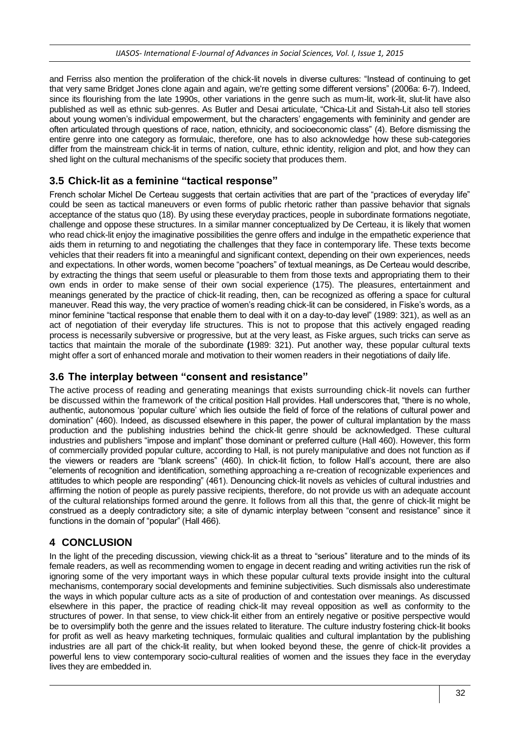and Ferriss also mention the proliferation of the chick-lit novels in diverse cultures: "Instead of continuing to get that very same Bridget Jones clone again and again, we're getting some different versions" (2006a: 6-7). Indeed, since its flourishing from the late 1990s, other variations in the genre such as mum-lit, work-lit, slut-lit have also published as well as ethnic sub-genres. As Butler and Desai articulate, "Chica-Lit and Sistah-Lit also tell stories about young women's individual empowerment, but the characters' engagements with femininity and gender are often articulated through questions of race, nation, ethnicity, and socioeconomic class" (4). Before dismissing the entire genre into one category as formulaic, therefore, one has to also acknowledge how these sub-categories differ from the mainstream chick-lit in terms of nation, culture, ethnic identity, religion and plot, and how they can shed light on the cultural mechanisms of the specific society that produces them.

## 3.5 Chick-lit as a feminine "tactical response"

French scholar Michel De Certeau suggests that certain activities that are part of the "practices of everyday life" could be seen as tactical maneuvers or even forms of public rhetoric rather than passive behavior that signals acceptance of the status quo (18). By using these everyday practices, people in subordinate formations negotiate, challenge and oppose these structures. In a similar manner conceptualized by De Certeau, it is likely that women who read chick-lit enjoy the imaginative possibilities the genre offers and indulge in the empathetic experience that aids them in returning to and negotiating the challenges that they face in contemporary life. These texts become vehicles that their readers fit into a meaningful and significant context, depending on their own experiences, needs and expectations. In other words, women become "poachers" of textual meanings, as De Certeau would describe, by extracting the things that seem useful or pleasurable to them from those texts and appropriating them to their own ends in order to make sense of their own social experience (175). The pleasures, entertainment and meanings generated by the practice of chick-lit reading, then, can be recognized as offering a space for cultural maneuver. Read this way, the very practice of women's reading chick-lit can be considered, in Fiske's words, as a minor feminine "tactical response that enable them to deal with it on a day-to-day level" (1989: 321), as well as an act of negotiation of their everyday life structures. This is not to propose that this actively engaged reading process is necessarily subversive or progressive, but at the very least, as Fiske argues, such tricks can serve as tactics that maintain the morale of the subordinate (1989: 321). Put another way, these popular cultural texts might offer a sort of enhanced morale and motivation to their women readers in their negotiations of daily life.

## 3.6 The interplay between "consent and resistance"

The active process of reading and generating meanings that exists surrounding chick-lit novels can further be discussed within the framework of the critical position Hall provides. Hall underscores that, "there is no whole, authentic, autonomous 'popular culture' which lies outside the field of force of the relations of cultural power and domination" (460). Indeed, as discussed elsewhere in this paper, the power of cultural implantation by the mass production and the publishing industries behind the chick-lit genre should be acknowledged. These cultural industries and publishers "impose and implant" those dominant or preferred culture (Hall 460). However, this form of commercially provided popular culture, according to Hall, is not purely manipulative and does not function as if the viewers or readers are "blank screens" (460). In chick-lit fiction, to follow Hall's account, there are also "elements of recognition and identification, something approaching a re-creation of recognizable experiences and attitudes to which people are responding" (461). Denouncing chick-lit novels as vehicles of cultural industries and affirming the notion of people as purely passive recipients, therefore, do not provide us with an adequate account of the cultural relationships formed around the genre. It follows from all this that, the genre of chick-lit might be construed as a deeply contradictory site; a site of dynamic interplay between "consent and resistance" since it functions in the domain of "popular" (Hall 466).

# 4 CONCLUSION

In the light of the preceding discussion, viewing chick-lit as a threat to "serious" literature and to the minds of its female readers, as well as recommending women to engage in decent reading and writing activities run the risk of ignoring some of the very important ways in which these popular cultural texts provide insight into the cultural mechanisms, contemporary social developments and feminine subjectivities. Such dismissals also underestimate the ways in which popular culture acts as a site of production of and contestation over meanings. As discussed elsewhere in this paper, the practice of reading chick-lit may reveal opposition as well as conformity to the structures of power. In that sense, to view chick-lit either from an entirely negative or positive perspective would be to oversimplify both the genre and the issues related to literature. The culture industry fostering chick-lit books for profit as well as heavy marketing techniques, formulaic qualities and cultural implantation by the publishing industries are all part of the chick-lit reality, but when looked beyond these, the genre of chick-lit provides a powerful lens to view contemporary socio-cultural realities of women and the issues they face in the everyday lives they are embedded in.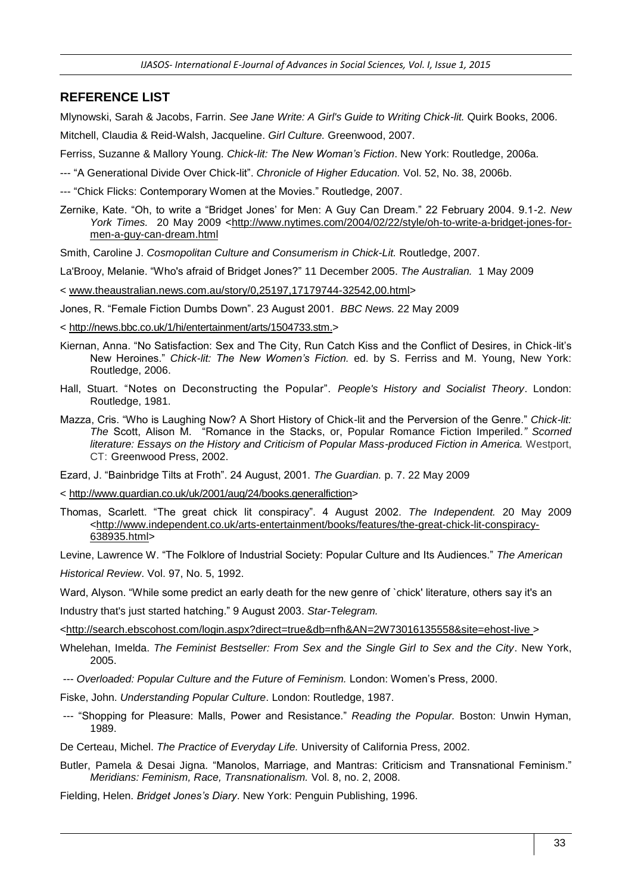## REFERENCE LIST

Mlynowski, Sarah & Jacobs, Farrin. *See Jane Write: A Girl's Guide to Writing Chick-lit.* Quirk Books, 2006.

Mitchell, Claudia & Reid-Walsh, Jacqueline. *Girl Culture.* Greenwood, 2007.

Ferriss, Suzanne & Mallory Young. *Chick-lit: The New Woman's Fiction*. New York: Routledge, 2006a.

--- "A Generational Divide Over Chick-lit". *Chronicle of Higher Education.* Vol. 52, No. 38, 2006b.

--- "Chick Flicks: Contemporary Women at the Movies." Routledge, 2007.

Zernike, Kate. "Oh, to write a "Bridget Jones' for Men: A Guy Can Dream." 22 February 2004. 9.1-2. *New York Times.* 20 May 2009 <http://www.nytimes.com/2004/02/22/style/oh-to-write-a-bridget-jones-for-men-a-guy-can-dream.html

Smith, Caroline J. *Cosmopolitan Culture and Consumerism in Chick-Lit.* Routledge, 2007.

La'Brooy, Melanie. "Who's afraid of Bridget Jones?" 11 December 2005. *The Australian.* 1 May 2009

< www.theaustralian.news.com.au/story/0,25197,17179744-32542,00.html>

Jones, R. "Female Fiction Dumbs Down". 23 August 2001. *BBC News.* 22 May 2009

< http://news.bbc.co.uk/1/hi/entertainment/arts/1504733.stm.>

Kiernan, Anna. "No Satisfaction: Sex and The City, Run Catch Kiss and the Conflict of Desires, in Chick-lit's New Heroines." *Chick-lit: The New Women's Fiction.* ed. by S. Ferriss and M. Young, New York: Routledge, 2006.

Hall, Stuart. "Notes on Deconstructing the Popular". *People's History and Socialist Theory*. London: Routledge, 1981.

Mazza, Cris. "Who is Laughing Now? A Short History of Chick-lit and the Perversion of the Genre." *Chick-lit: The* Scott, Alison M. "Romance in the Stacks, or, Popular Romance Fiction Imperiled*." Scorned literature: Essays on the History and Criticism of Popular Mass-produced Fiction in America.* Westport, CT: Greenwood Press, 2002.

Ezard, J. "Bainbridge Tilts at Froth". 24 August, 2001. *The Guardian.* p. 7. 22 May 2009

< http://www.guardian.co.uk/uk/2001/aug/24/books.generalfiction>

Thomas, Scarlett. "The great chick lit conspiracy". 4 August 2002. *The Independent.* 20 May 2009 <http://www.independent.co.uk/arts-entertainment/books/features/the-great-chick-lit-conspiracy-638935.html>

Levine, Lawrence W. "The Folklore of Industrial Society: Popular Culture and Its Audiences." *The American Historical Review*. Vol. 97, No. 5, 1992.

Ward, Alyson. "While some predict an early death for the new genre of `chick' literature, others say it's an Industry that's just started hatching." 9 August 2003. *Star-Telegram.*

<http://search.ebscohost.com/login.aspx?direct=true&db=nfh&AN=2W73016135558&site=ehost-live >

Whelehan, Imelda. *The Feminist Bestseller: From Sex and the Single Girl to Sex and the City*. New York, 2005.

--- *Overloaded: Popular Culture and the Future of Feminism.* London: Women's Press, 2000.

Fiske, John. *Understanding Popular Culture*. London: Routledge, 1987.

--- "Shopping for Pleasure: Malls, Power and Resistance." *Reading the Popular.* Boston: Unwin Hyman, 1989.

De Certeau, Michel. *The Practice of Everyday Life.* University of California Press, 2002.

Butler, Pamela & Desai Jigna. "Manolos, Marriage, and Mantras: Criticism and Transnational Feminism." *Meridians: Feminism, Race, Transnationalism.* Vol. 8, no. 2, 2008.

Fielding, Helen. *Bridget Jones's Diary*. New York: Penguin Publishing, 1996.